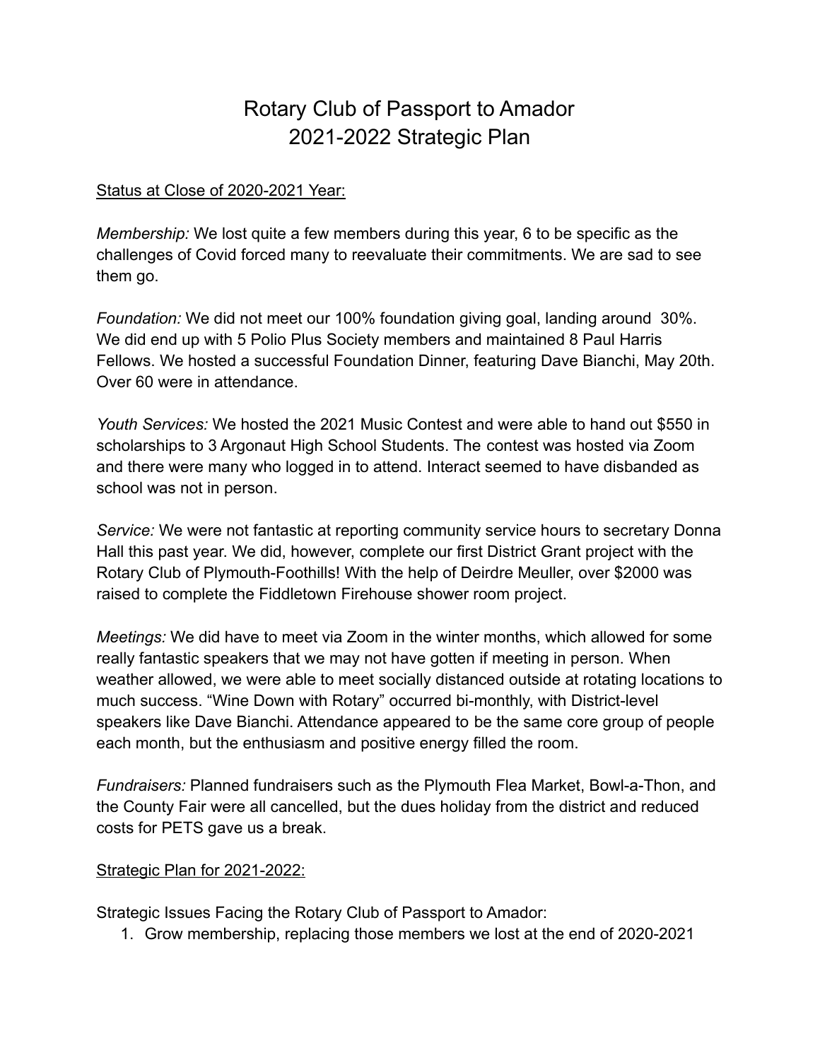# Rotary Club of Passport to Amador
# 2021-2022 Strategic Plan

Status at Close of 2020-2021 Year:

*Membership:* We lost quite a few members during this year, 6 to be specific as the challenges of Covid forced many to reevaluate their commitments. We are sad to see them go.

*Foundation:* We did not meet our 100% foundation giving goal, landing around 30%. We did end up with 5 Polio Plus Society members and maintained 8 Paul Harris Fellows. We hosted a successful Foundation Dinner, featuring Dave Bianchi, May 20th. Over 60 were in attendance.

*Youth Services:* We hosted the 2021 Music Contest and were able to hand out $550 in scholarships to 3 Argonaut High School Students. The contest was hosted via Zoom and there were many who logged in to attend. Interact seemed to have disbanded as school was not in person.

*Service:* We were not fantastic at reporting community service hours to secretary Donna Hall this past year. We did, however, complete our first District Grant project with the Rotary Club of Plymouth-Foothills! With the help of Deirdre Meuller, over $2000 was raised to complete the Fiddletown Firehouse shower room project.

*Meetings:* We did have to meet via Zoom in the winter months, which allowed for some really fantastic speakers that we may not have gotten if meeting in person. When weather allowed, we were able to meet socially distanced outside at rotating locations to much success. "Wine Down with Rotary" occurred bi-monthly, with District-level speakers like Dave Bianchi. Attendance appeared to be the same core group of people each month, but the enthusiasm and positive energy filled the room.

*Fundraisers:* Planned fundraisers such as the Plymouth Flea Market, Bowl-a-Thon, and the County Fair were all cancelled, but the dues holiday from the district and reduced costs for PETS gave us a break.

Strategic Plan for 2021-2022:

Strategic Issues Facing the Rotary Club of Passport to Amador:

1. Grow membership, replacing those members we lost at the end of 2020-2021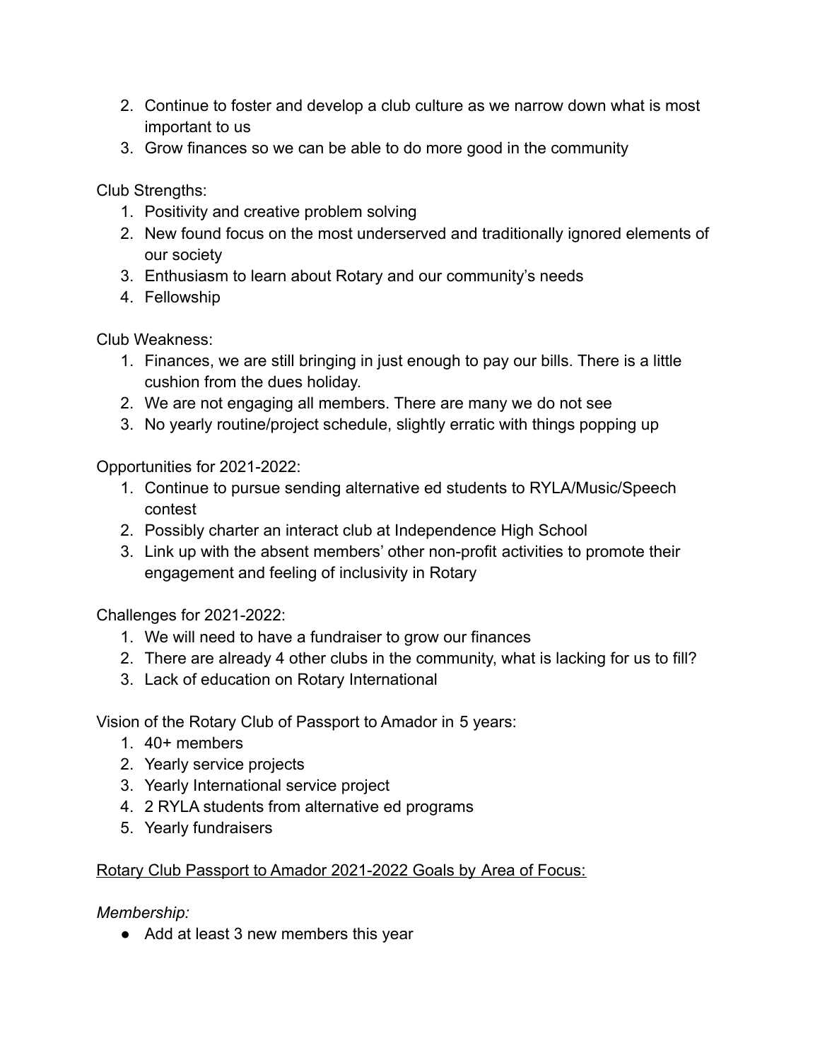2. Continue to foster and develop a club culture as we narrow down what is most important to us
3. Grow finances so we can be able to do more good in the community

Club Strengths:

1. Positivity and creative problem solving
2. New found focus on the most underserved and traditionally ignored elements of our society
3. Enthusiasm to learn about Rotary and our community's needs
4. Fellowship

Club Weakness:

1. Finances, we are still bringing in just enough to pay our bills. There is a little cushion from the dues holiday.
2. We are not engaging all members. There are many we do not see
3. No yearly routine/project schedule, slightly erratic with things popping up

Opportunities for 2021-2022:

1. Continue to pursue sending alternative ed students to RYLA/Music/Speech contest
2. Possibly charter an interact club at Independence High School
3. Link up with the absent members' other non-profit activities to promote their engagement and feeling of inclusivity in Rotary

Challenges for 2021-2022:

1. We will need to have a fundraiser to grow our finances
2. There are already 4 other clubs in the community, what is lacking for us to fill?
3. Lack of education on Rotary International

Vision of the Rotary Club of Passport to Amador in 5 years:

1. 40+ members
2. Yearly service projects
3. Yearly International service project
4. 2 RYLA students from alternative ed programs
5. Yearly fundraisers

<u>Rotary Club Passport to Amador 2021-2022 Goals by Area of Focus:</u>

*Membership:*

- Add at least 3 new members this year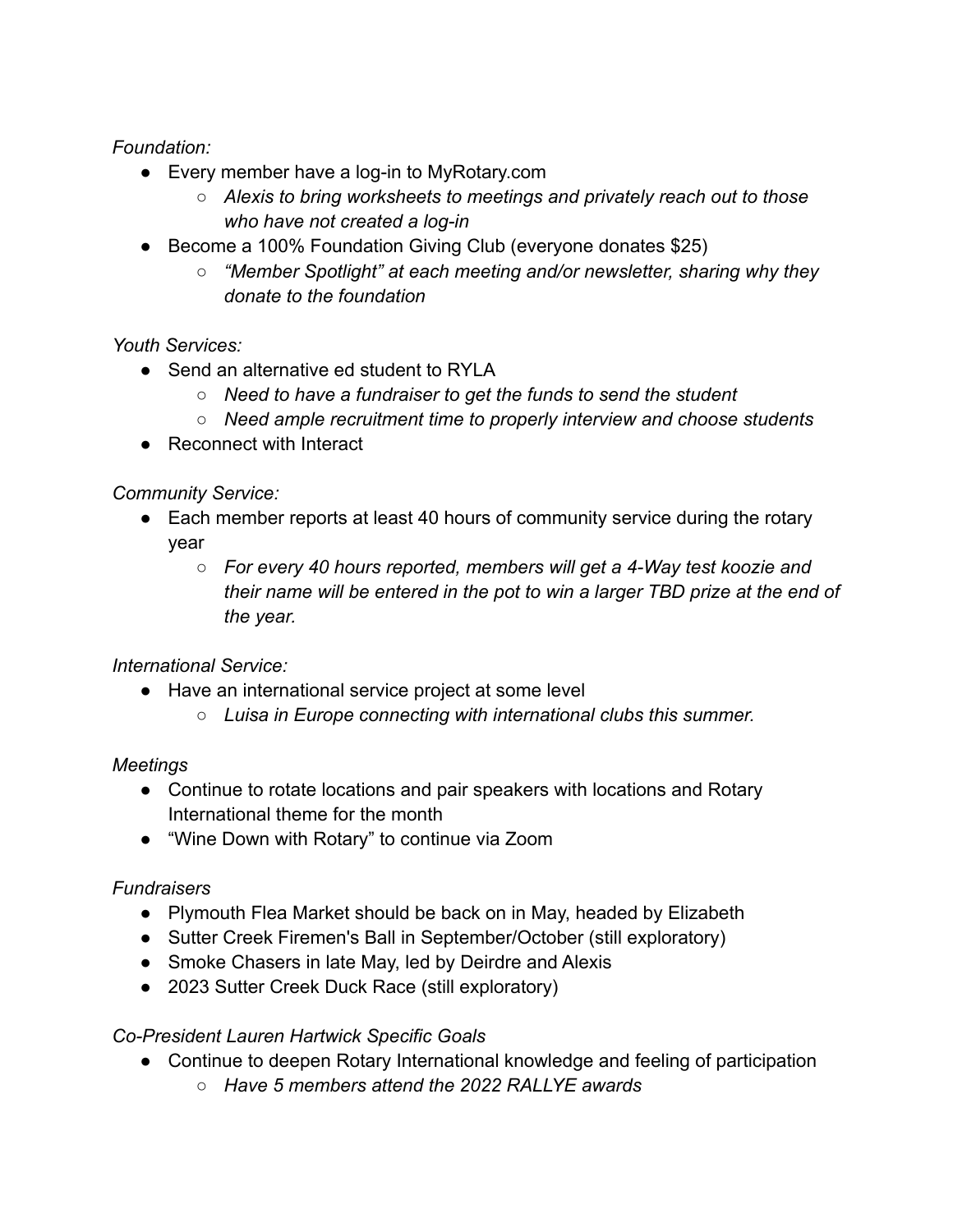*Foundation:*

- Every member have a log-in to MyRotary.com
  - *Alexis to bring worksheets to meetings and privately reach out to those who have not created a log-in*
- Become a 100% Foundation Giving Club (everyone donates $25)
  - *“Member Spotlight” at each meeting and/or newsletter, sharing why they donate to the foundation*

*Youth Services:*

- Send an alternative ed student to RYLA
  - *Need to have a fundraiser to get the funds to send the student*
  - *Need ample recruitment time to properly interview and choose students*
- Reconnect with Interact

*Community Service:*

- Each member reports at least 40 hours of community service during the rotary year
  - *For every 40 hours reported, members will get a 4-Way test koozie and their name will be entered in the pot to win a larger TBD prize at the end of the year.*

*International Service:*

- Have an international service project at some level
  - *Luisa in Europe connecting with international clubs this summer.*

*Meetings*

- Continue to rotate locations and pair speakers with locations and Rotary International theme for the month
- “Wine Down with Rotary” to continue via Zoom

*Fundraisers*

- Plymouth Flea Market should be back on in May, headed by Elizabeth
- Sutter Creek Firemen's Ball in September/October (still exploratory)
- Smoke Chasers in late May, led by Deirdre and Alexis
- 2023 Sutter Creek Duck Race (still exploratory)

*Co-President Lauren Hartwick Specific Goals*

- Continue to deepen Rotary International knowledge and feeling of participation
  - *Have 5 members attend the 2022 RALLYE awards*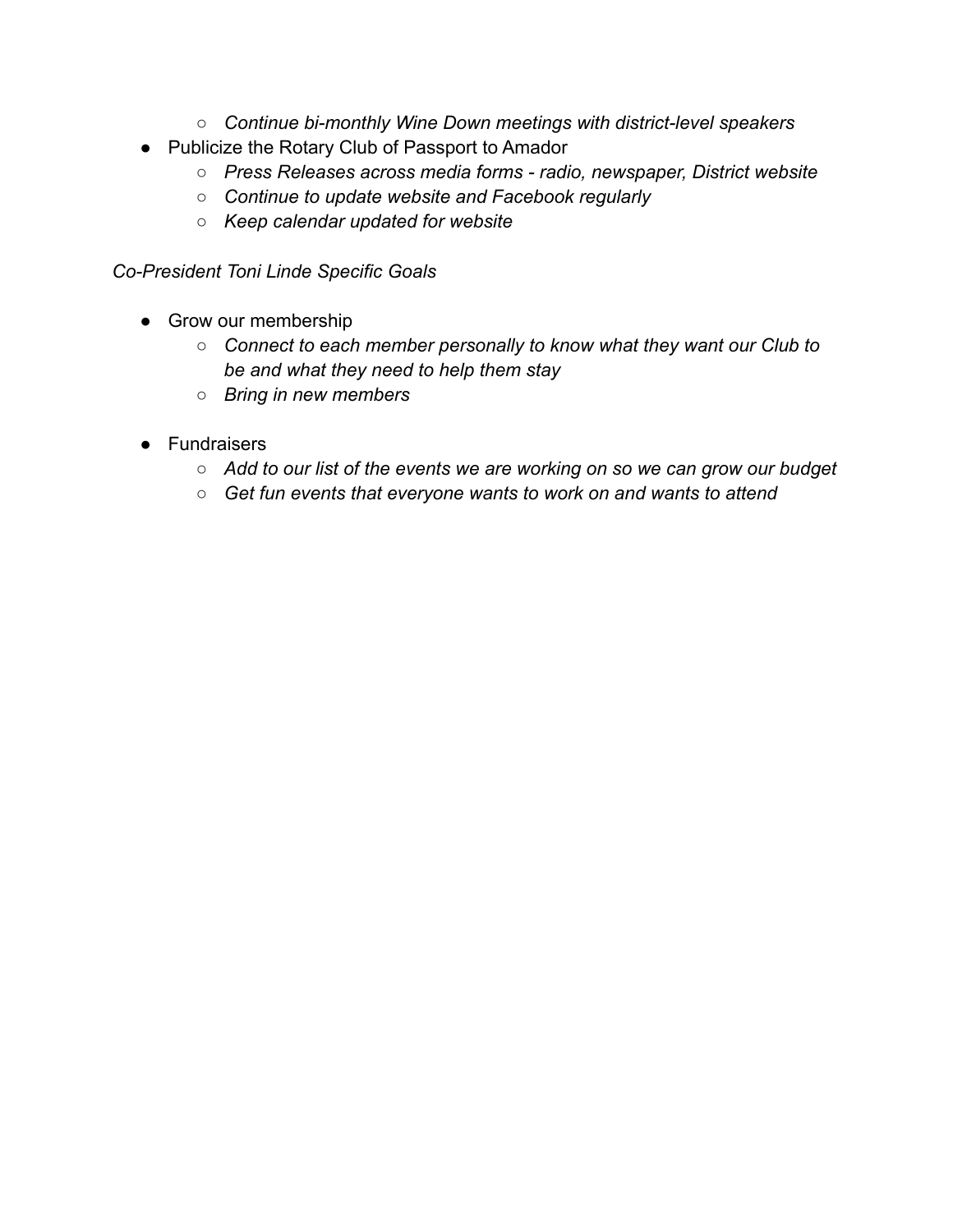- *Continue bi-monthly Wine Down meetings with district-level speakers*
- Publicize the Rotary Club of Passport to Amador
    - *Press Releases across media forms - radio, newspaper, District website*
    - *Continue to update website and Facebook regularly*
    - *Keep calendar updated for website*

*Co-President Toni Linde Specific Goals*

- Grow our membership
    - *Connect to each member personally to know what they want our Club to be and what they need to help them stay*
    - *Bring in new members*

- Fundraisers
    - *Add to our list of the events we are working on so we can grow our budget*
    - *Get fun events that everyone wants to work on and wants to attend*